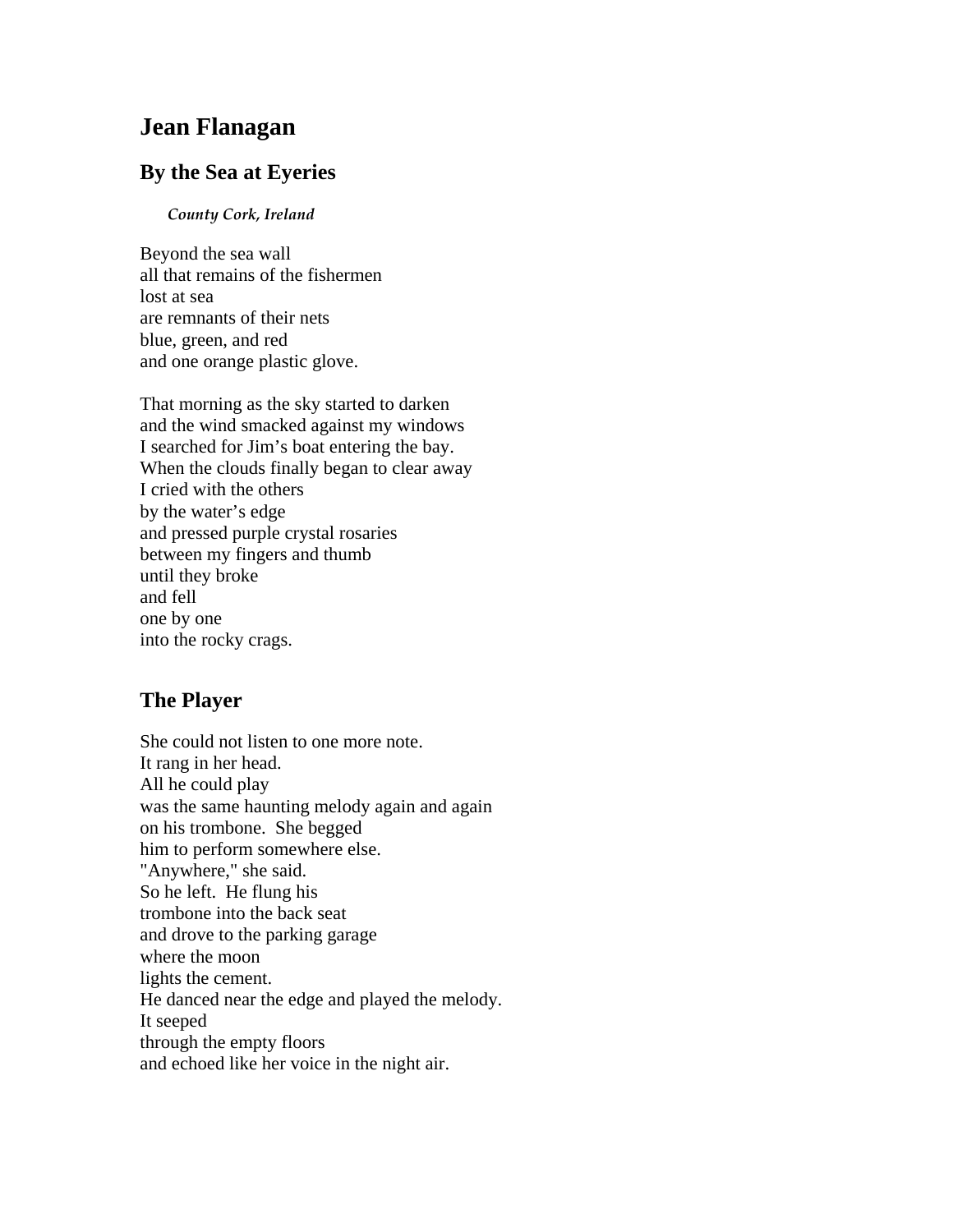# Jean Flanagan

## By the Sea at Eyeries

*County Cork, Ireland*

Beyond the sea wall  
all that remains of the fishermen  
lost at sea  
are remnants of their nets  
blue, green, and red  
and one orange plastic glove.

That morning as the sky started to darken  
and the wind smacked against my windows  
I searched for Jim's boat entering the bay.  
When the clouds finally began to clear away  
I cried with the others  
by the water's edge  
and pressed purple crystal rosaries  
between my fingers and thumb  
until they broke  
and fell  
one by one  
into the rocky crags.

## The Player

She could not listen to one more note.  
It rang in her head.  
All he could play  
was the same haunting melody again and again  
on his trombone.  She begged  
him to perform somewhere else.  
"Anywhere," she said.  
So he left.  He flung his  
trombone into the back seat  
and drove to the parking garage  
where the moon  
lights the cement.  
He danced near the edge and played the melody.  
It seeped  
through the empty floors  
and echoed like her voice in the night air.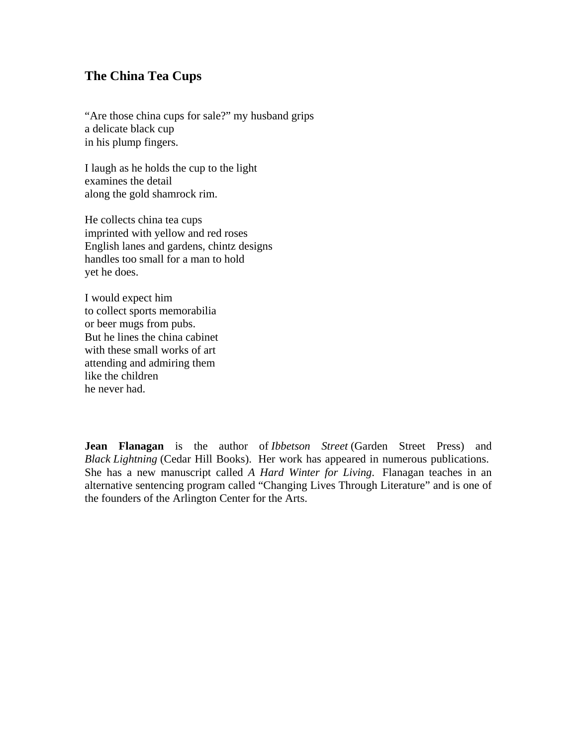## The China Tea Cups

"Are those china cups for sale?" my husband grips  
a delicate black cup  
in his plump fingers.

I laugh as he holds the cup to the light  
examines the detail  
along the gold shamrock rim.

He collects china tea cups  
imprinted with yellow and red roses  
English lanes and gardens, chintz designs  
handles too small for a man to hold  
yet he does.

I would expect him  
to collect sports memorabilia  
or beer mugs from pubs.  
But he lines the china cabinet  
with these small works of art  
attending and admiring them  
like the children  
he never had.

**Jean Flanagan** is the author of *Ibbetson Street* (Garden Street Press) and *Black Lightning* (Cedar Hill Books). Her work has appeared in numerous publications. She has a new manuscript called *A Hard Winter for Living.* Flanagan teaches in an alternative sentencing program called "Changing Lives Through Literature" and is one of the founders of the Arlington Center for the Arts.